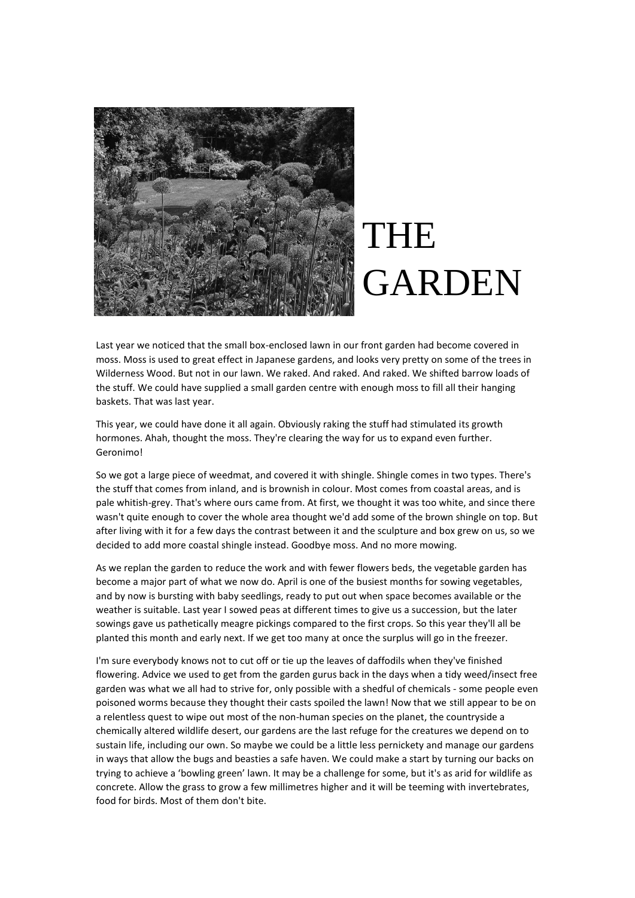# THE GARDEN

Last year we noticed that the small box-enclosed lawn in our front garden had become covered in moss. Moss is used to great effect in Japanese gardens, and looks very pretty on some of the trees in Wilderness Wood. But not in our lawn. We raked. And raked. And raked. We shifted barrow loads of the stuff. We could have supplied a small garden centre with enough moss to fill all their hanging baskets. That was last year.

This year, we could have done it all again. Obviously raking the stuff had stimulated its growth hormones. Ahah, thought the moss. They're clearing the way for us to expand even further. Geronimo!

So we got a large piece of weedmat, and covered it with shingle. Shingle comes in two types. There's the stuff that comes from inland, and is brownish in colour. Most comes from coastal areas, and is pale whitish-grey. That's where ours came from. At first, we thought it was too white, and since there wasn't quite enough to cover the whole area thought we'd add some of the brown shingle on top. But after living with it for a few days the contrast between it and the sculpture and box grew on us, so we decided to add more coastal shingle instead. Goodbye moss. And no more mowing.

As we replan the garden to reduce the work and with fewer flowers beds, the vegetable garden has become a major part of what we now do. April is one of the busiest months for sowing vegetables, and by now is bursting with baby seedlings, ready to put out when space becomes available or the weather is suitable. Last year I sowed peas at different times to give us a succession, but the later sowings gave us pathetically meagre pickings compared to the first crops. So this year they'll all be planted this month and early next. If we get too many at once the surplus will go in the freezer.

I'm sure everybody knows not to cut off or tie up the leaves of daffodils when they've finished flowering. Advice we used to get from the garden gurus back in the days when a tidy weed/insect free garden was what we all had to strive for, only possible with a shedful of chemicals - some people even poisoned worms because they thought their casts spoiled the lawn! Now that we still appear to be on a relentless quest to wipe out most of the non-human species on the planet, the countryside a chemically altered wildlife desert, our gardens are the last refuge for the creatures we depend on to sustain life, including our own. So maybe we could be a little less pernickety and manage our gardens in ways that allow the bugs and beasties a safe haven. We could make a start by turning our backs on trying to achieve a 'bowling green' lawn. It may be a challenge for some, but it's as arid for wildlife as concrete. Allow the grass to grow a few millimetres higher and it will be teeming with invertebrates, food for birds. Most of them don't bite.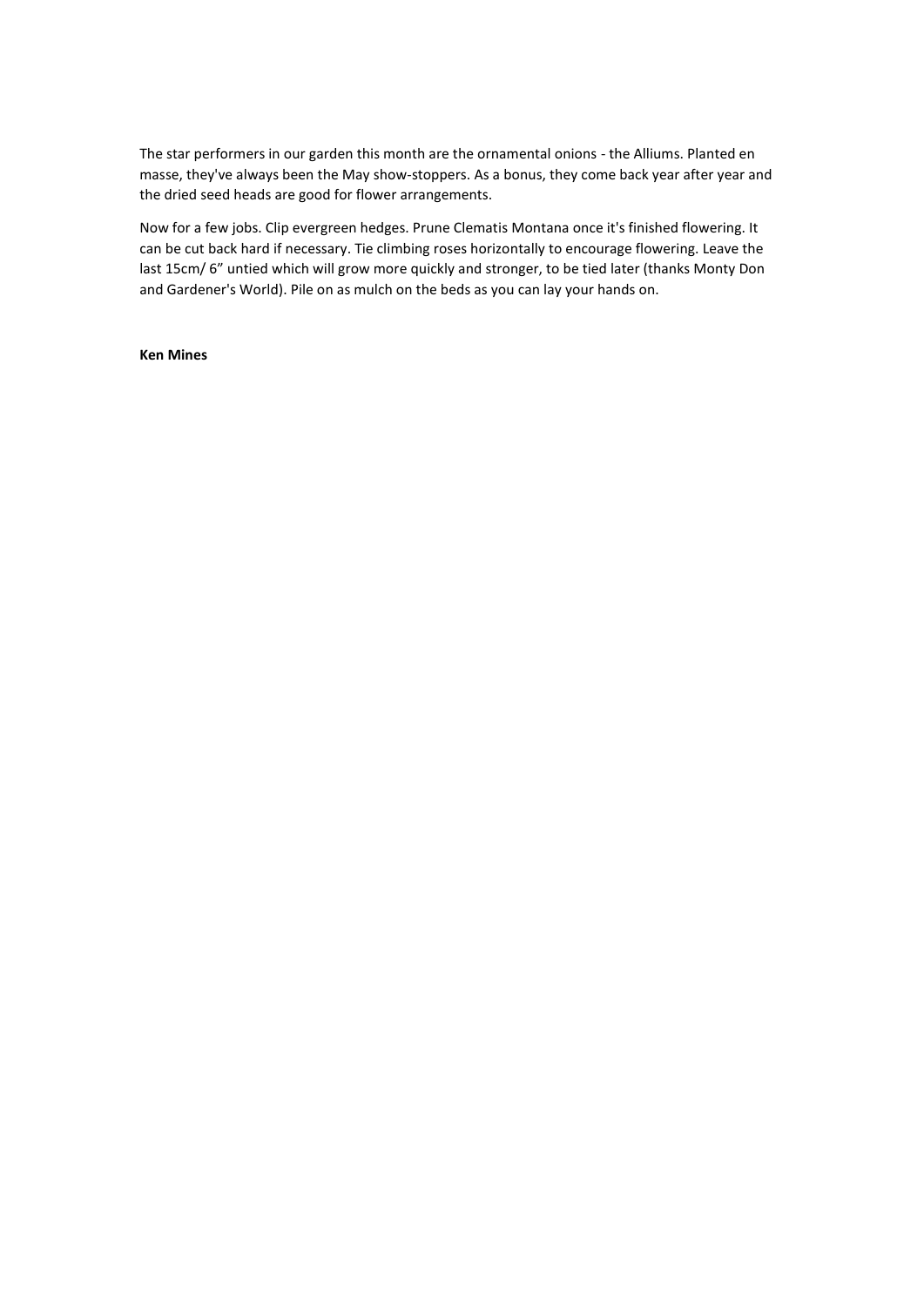The star performers in our garden this month are the ornamental onions - the Alliums. Planted en masse, they've always been the May show-stoppers. As a bonus, they come back year after year and the dried seed heads are good for flower arrangements.

Now for a few jobs. Clip evergreen hedges. Prune Clematis Montana once it's finished flowering. It can be cut back hard if necessary. Tie climbing roses horizontally to encourage flowering. Leave the last 15cm/ 6" untied which will grow more quickly and stronger, to be tied later (thanks Monty Don and Gardener's World). Pile on as mulch on the beds as you can lay your hands on.

**Ken Mines**